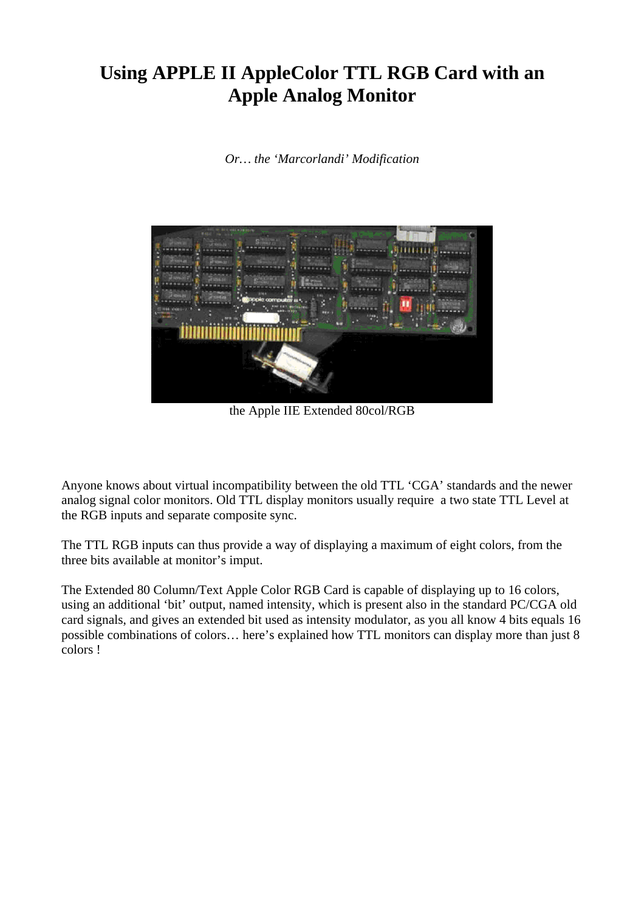# Using APPLE II AppleColor TTL RGB Card with an Apple Analog Monitor

*Or… the 'Marcorlandi' Modification*

the Apple IIE Extended 80col/RGB

Anyone knows about virtual incompatibility between the old TTL 'CGA' standards and the newer analog signal color monitors. Old TTL display monitors usually require a two state TTL Level at the RGB inputs and separate composite sync.

The TTL RGB inputs can thus provide a way of displaying a maximum of eight colors, from the three bits available at monitor's imput.

The Extended 80 Column/Text Apple Color RGB Card is capable of displaying up to 16 colors, using an additional 'bit' output, named intensity, which is present also in the standard PC/CGA old card signals, and gives an extended bit used as intensity modulator, as you all know 4 bits equals 16 possible combinations of colors… here's explained how TTL monitors can display more than just 8 colors !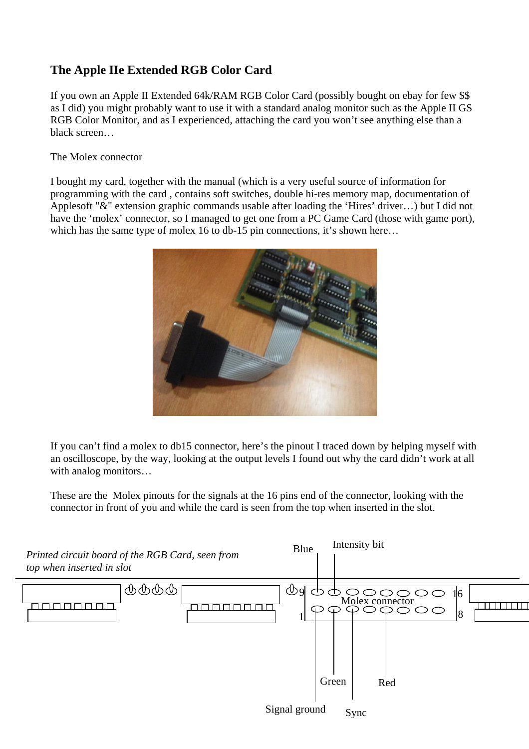# The Apple IIe Extended RGB Color Card

If you own an Apple II Extended 64k/RAM RGB Color Card (possibly bought on ebay for few $$ as I did) you might probably want to use it with a standard analog monitor such as the Apple II GS RGB Color Monitor, and as I experienced, attaching the card you won't see anything else than a black screen…

The Molex connector

I bought my card, together with the manual (which is a very useful source of information for programming with the card , contains soft switches, double hi-res memory map, documentation of Applesoft "&" extension graphic commands usable after loading the 'Hires' driver…) but I did not have the 'molex' connector, so I managed to get one from a PC Game Card (those with game port), which has the same type of molex 16 to db-15 pin connections, it's shown here…

If you can't find a molex to db15 connector, here's the pinout I traced down by helping myself with an oscilloscope, by the way, looking at the output levels I found out why the card didn't work at all with analog monitors…

These are the Molex pinouts for the signals at the 16 pins end of the connector, looking with the connector in front of you and while the card is seen from the top when inserted in the slot.

*Printed circuit board of the RGB Card, seen from top when inserted in slot*

Blue

Intensity bit

9

16

Molex connector

1

8

Green

Red

Signal ground

Sync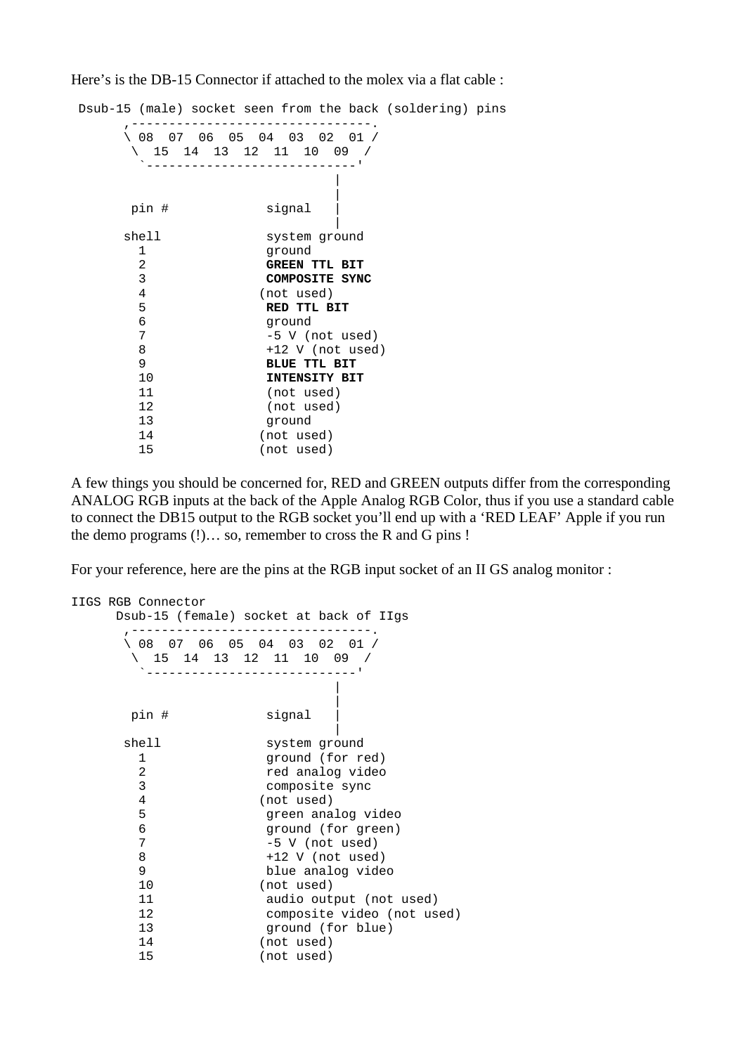Here’s is the DB-15 Connector if attached to the molex via a flat cable :

```
 Dsub-15 (male) socket seen from the back (soldering) pins
      ,--------------------------------.
      \ 08  07  06  05  04  03  02  01 /
       \  15  14  13  12  11  10  09  /
        `----------------------------'
                                |
                                |
       pin #            signal  |
                                |
      shell             system ground
        1               ground
        2               GREEN TTL BIT
        3               COMPOSITE SYNC
        4              (not used)
        5               RED TTL BIT
        6               ground
        7               -5 V (not used)
        8               +12 V (not used)
        9               BLUE TTL BIT
        10              INTENSITY BIT
        11              (not used)
        12              (not used)
        13              ground
        14             (not used)
        15             (not used)
```

A few things you should be concerned for, RED and GREEN outputs differ from the corresponding ANALOG RGB inputs at the back of the Apple Analog RGB Color, thus if you use a standard cable to connect the DB15 output to the RGB socket you’ll end up with a ‘RED LEAF’ Apple if you run the demo programs (!)… so, remember to cross the R and G pins !

For your reference, here are the pins at the RGB input socket of an II GS analog monitor :

```
IIGS RGB Connector
      Dsub-15 (female) socket at back of IIgs
      ,--------------------------------.
      \ 08  07  06  05  04  03  02  01 /
       \  15  14  13  12  11  10  09  /
        `----------------------------'
                                |
                                |
       pin #            signal  |
                                |
      shell             system ground
        1               ground (for red)
        2               red analog video
        3               composite sync
        4              (not used)
        5               green analog video
        6               ground (for green)
        7               -5 V (not used)
        8               +12 V (not used)
        9               blue analog video
        10             (not used)
        11              audio output (not used)
        12              composite video (not used)
        13              ground (for blue)
        14             (not used)
        15             (not used)
```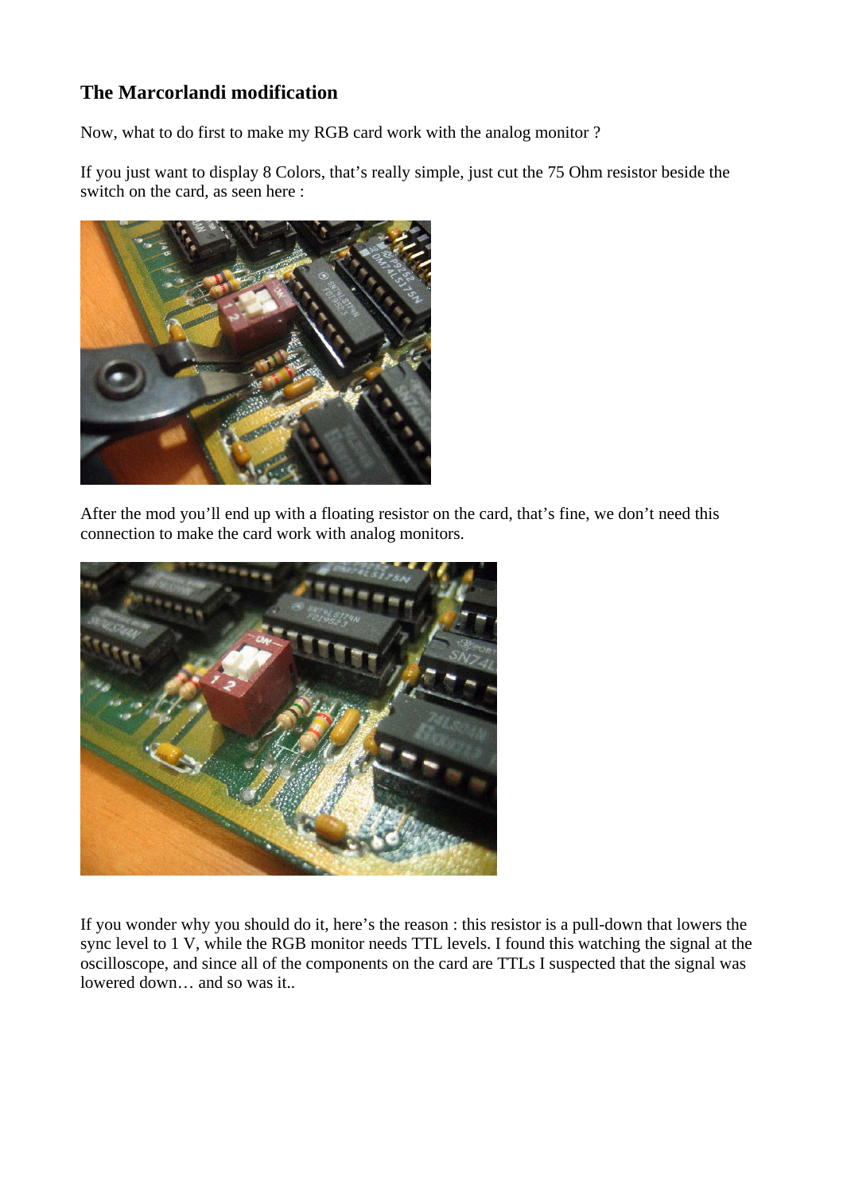## The Marcorlandi modification

Now, what to do first to make my RGB card work with the analog monitor ?

If you just want to display 8 Colors, that's really simple, just cut the 75 Ohm resistor beside the switch on the card, as seen here :

After the mod you'll end up with a floating resistor on the card, that's fine, we don't need this connection to make the card work with analog monitors.

If you wonder why you should do it, here's the reason : this resistor is a pull-down that lowers the sync level to 1 V, while the RGB monitor needs TTL levels. I found this watching the signal at the oscilloscope, and since all of the components on the card are TTLs I suspected that the signal was lowered down… and so was it..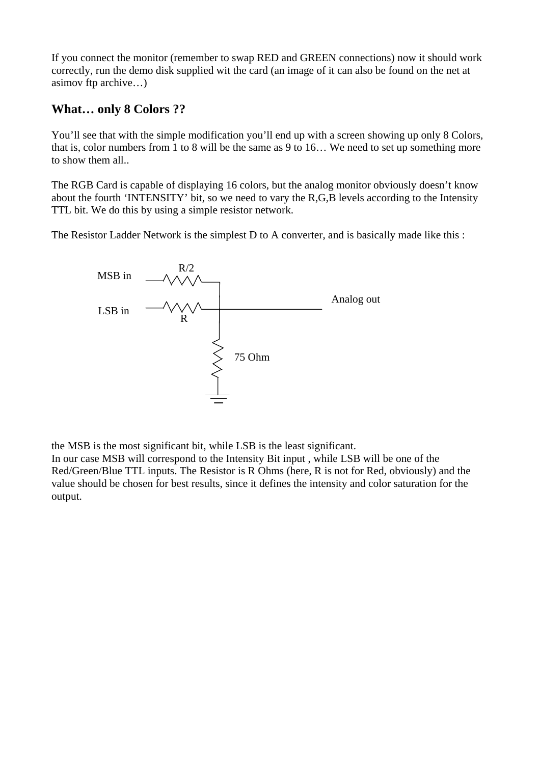If you connect the monitor (remember to swap RED and GREEN connections) now it should work correctly, run the demo disk supplied wit the card (an image of it can also be found on the net at asimov ftp archive…)

## What… only 8 Colors ??

You'll see that with the simple modification you'll end up with a screen showing up only 8 Colors, that is, color numbers from 1 to 8 will be the same as 9 to 16… We need to set up something more to show them all..

The RGB Card is capable of displaying 16 colors, but the analog monitor obviously doesn't know about the fourth 'INTENSITY' bit, so we need to vary the R,G,B levels according to the Intensity TTL bit. We do this by using a simple resistor network.

The Resistor Ladder Network is the simplest D to A converter, and is basically made like this :

MSB in — R/2 — Analog out
LSB in — R — Analog out
75 Ohm to ground

the MSB is the most significant bit, while LSB is the least significant.
In our case MSB will correspond to the Intensity Bit input , while LSB will be one of the Red/Green/Blue TTL inputs. The Resistor is R Ohms (here, R is not for Red, obviously) and the value should be chosen for best results, since it defines the intensity and color saturation for the output.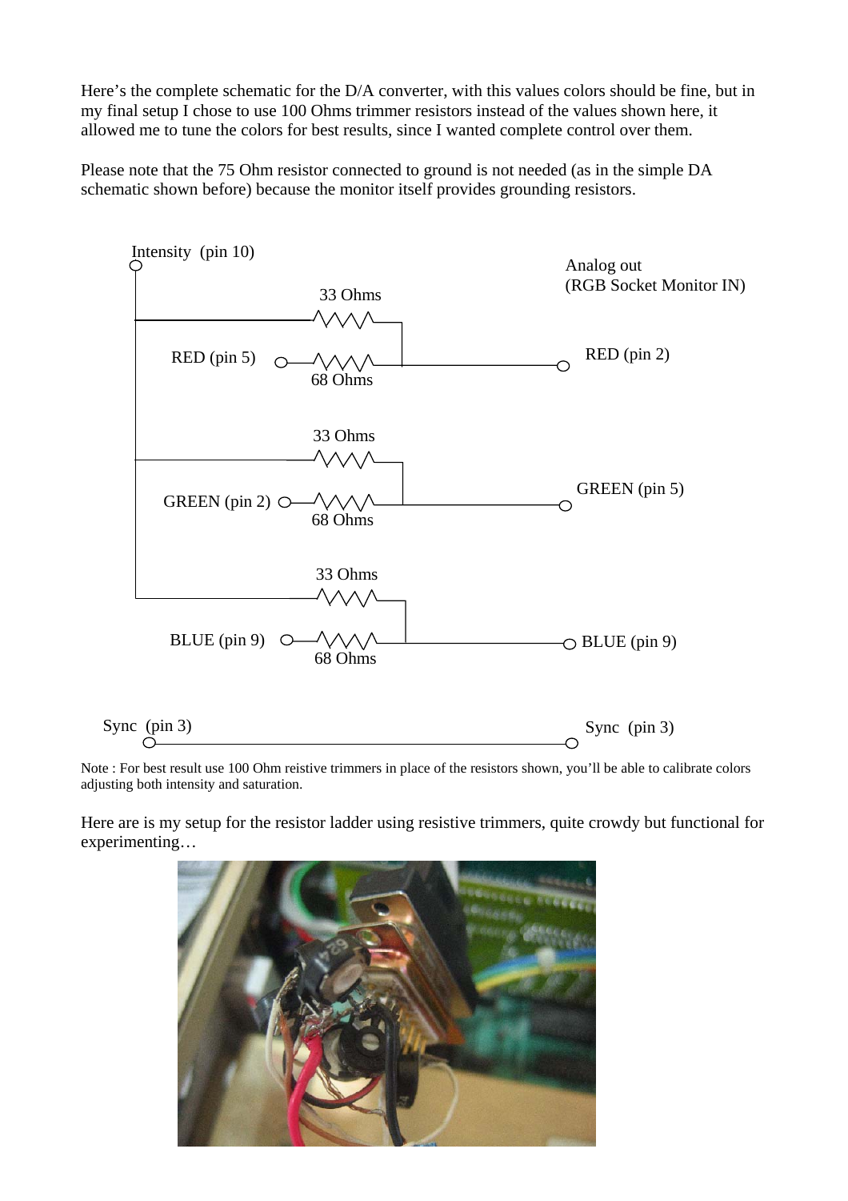Here's the complete schematic for the D/A converter, with this values colors should be fine, but in my final setup I chose to use 100 Ohms trimmer resistors instead of the values shown here, it allowed me to tune the colors for best results, since I wanted complete control over them.

Please note that the 75 Ohm resistor connected to ground is not needed (as in the simple DA schematic shown before) because the monitor itself provides grounding resistors.

Intensity (pin 10)

Analog out
(RGB Socket Monitor IN)

33 Ohms

RED (pin 5) — 68 Ohms — RED (pin 2)

33 Ohms

GREEN (pin 2) — 68 Ohms — GREEN (pin 5)

33 Ohms

BLUE (pin 9) — 68 Ohms — BLUE (pin 9)

Sync (pin 3) — Sync (pin 3)

Note : For best result use 100 Ohm reistive trimmers in place of the resistors shown, you'll be able to calibrate colors adjusting both intensity and saturation.

Here are is my setup for the resistor ladder using resistive trimmers, quite crowdy but functional for experimenting…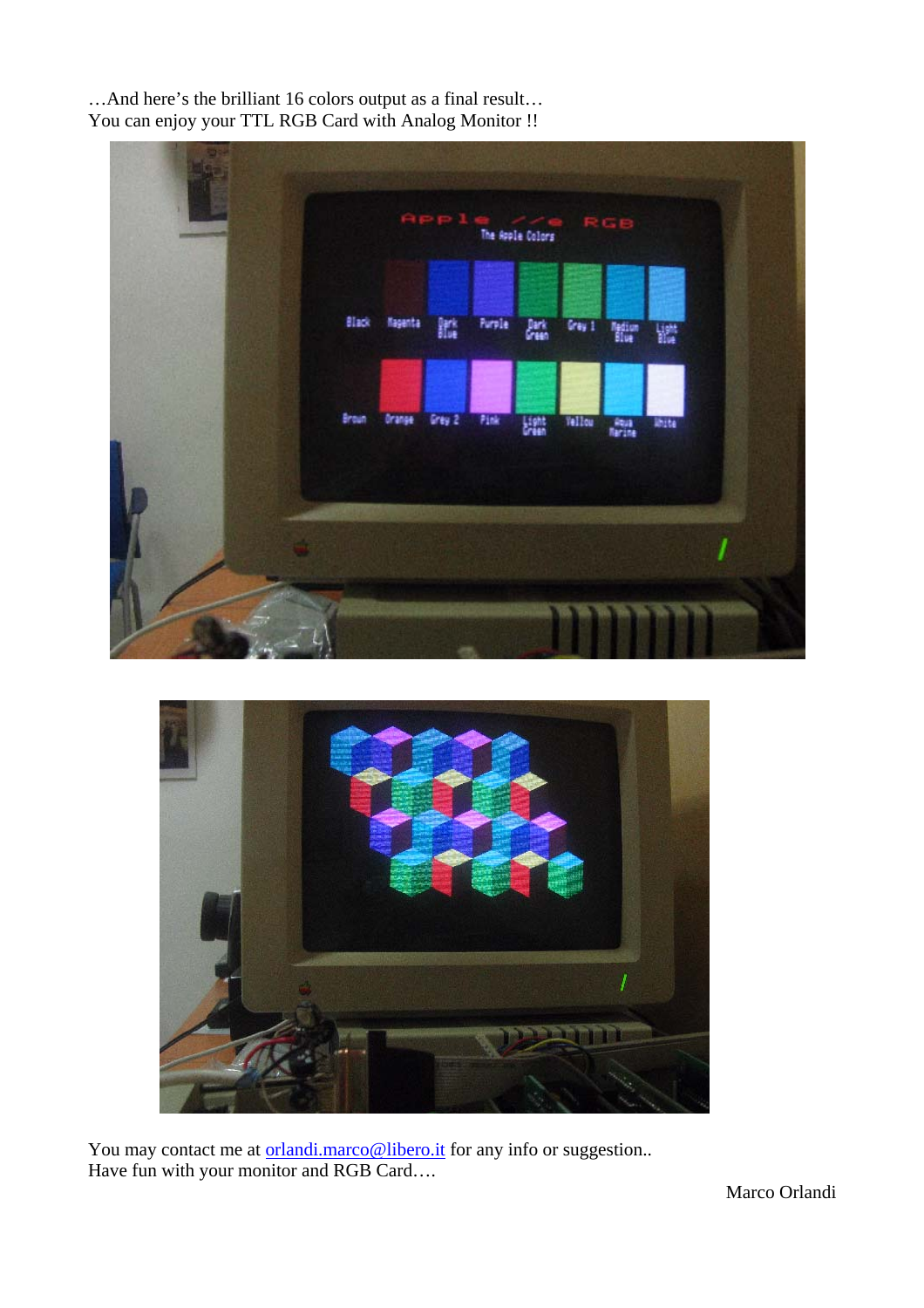…And here’s the brilliant 16 colors output as a final result…
You can enjoy your TTL RGB Card with Analog Monitor !!

You may contact me at orlandi.marco@libero.it for any info or suggestion..
Have fun with your monitor and RGB Card….

Marco Orlandi